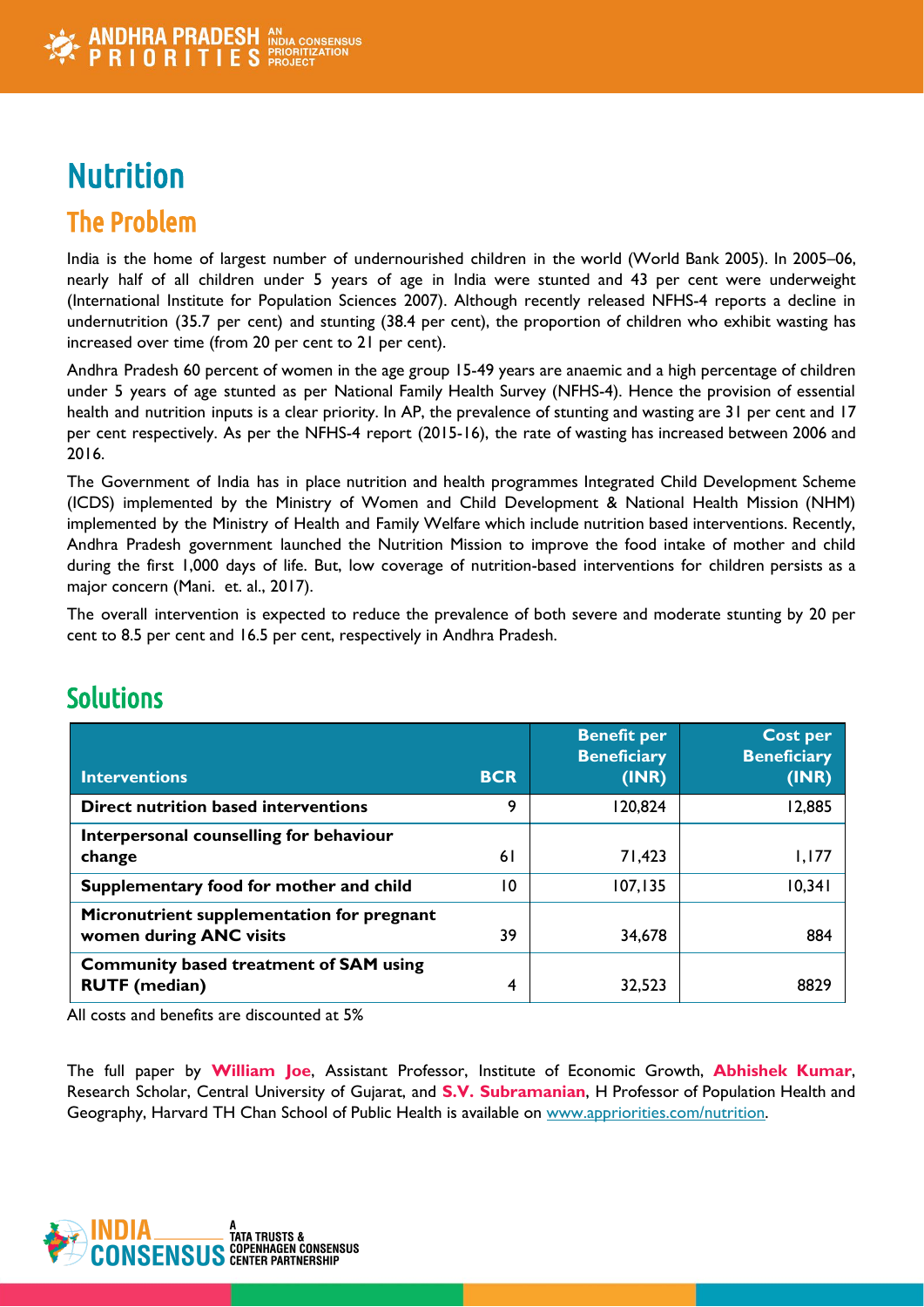# Nutrition

## The Problem

India is the home of largest number of undernourished children in the world (World Bank 2005). In 2005–06, nearly half of all children under 5 years of age in India were stunted and 43 per cent were underweight (International Institute for Population Sciences 2007). Although recently released NFHS-4 reports a decline in undernutrition (35.7 per cent) and stunting (38.4 per cent), the proportion of children who exhibit wasting has increased over time (from 20 per cent to 21 per cent).

Andhra Pradesh 60 percent of women in the age group 15-49 years are anaemic and a high percentage of children under 5 years of age stunted as per National Family Health Survey (NFHS-4). Hence the provision of essential health and nutrition inputs is a clear priority. In AP, the prevalence of stunting and wasting are 31 per cent and 17 per cent respectively. As per the NFHS-4 report (2015-16), the rate of wasting has increased between 2006 and 2016.

The Government of India has in place nutrition and health programmes Integrated Child Development Scheme (ICDS) implemented by the Ministry of Women and Child Development & National Health Mission (NHM) implemented by the Ministry of Health and Family Welfare which include nutrition based interventions. Recently, Andhra Pradesh government launched the Nutrition Mission to improve the food intake of mother and child during the first 1,000 days of life. But, low coverage of nutrition-based interventions for children persists as a major concern (Mani. et. al., 2017).

The overall intervention is expected to reduce the prevalence of both severe and moderate stunting by 20 per cent to 8.5 per cent and 16.5 per cent, respectively in Andhra Pradesh.

## Solutions

| Interventions | BCR | Benefit per Beneficiary (INR) | Cost per Beneficiary (INR) |
|---|---|---|---|
| **Direct nutrition based interventions** | 9 | 120,824 | 12,885 |
| **Interpersonal counselling for behaviour change** | 61 | 71,423 | 1,177 |
| **Supplementary food for mother and child** | 10 | 107,135 | 10,341 |
| **Micronutrient supplementation for pregnant women during ANC visits** | 39 | 34,678 | 884 |
| **Community based treatment of SAM using RUTF (median)** | 4 | 32,523 | 8829 |

All costs and benefits are discounted at 5%

The full paper by **William Joe**, Assistant Professor, Institute of Economic Growth, **Abhishek Kumar**, Research Scholar, Central University of Gujarat, and **S.V. Subramanian**, H Professor of Population Health and Geography, Harvard TH Chan School of Public Health is available on [www.appriorities.com/nutrition](www.appriorities.com/nutrition).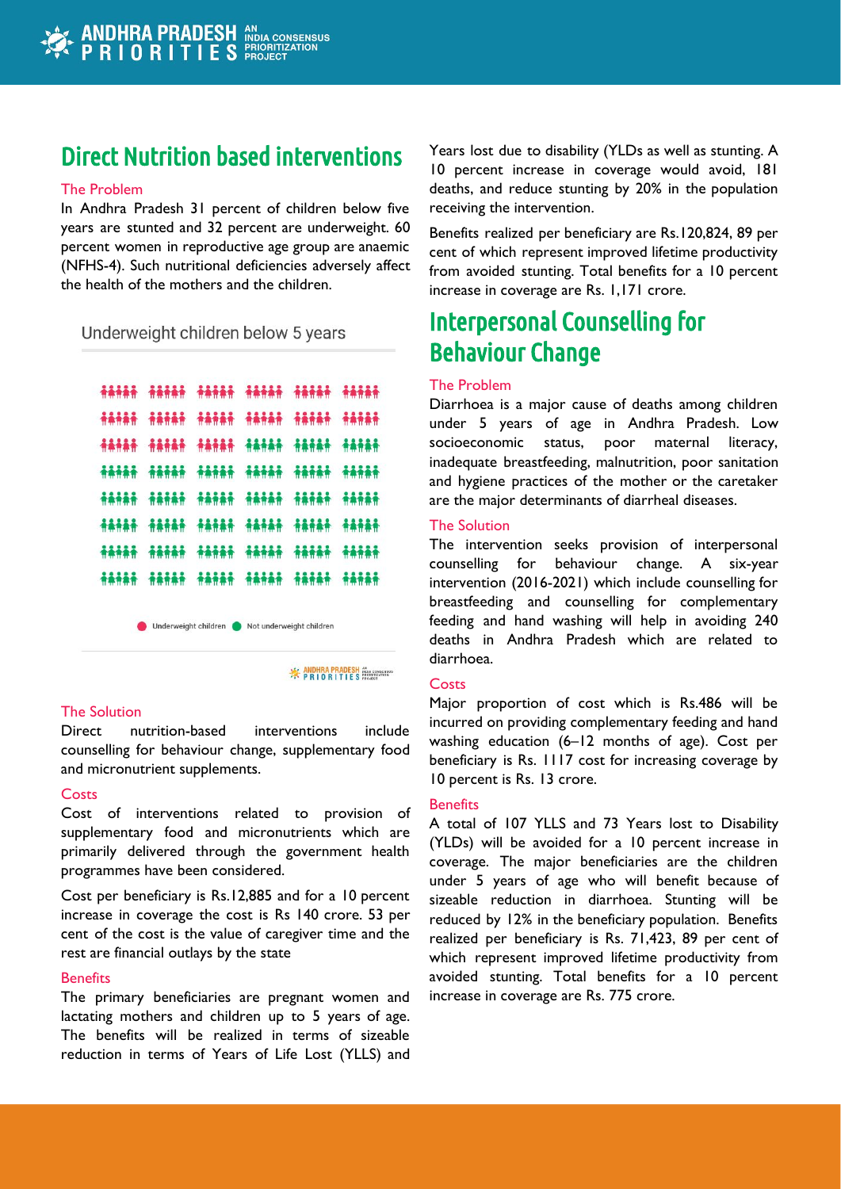# Direct Nutrition based interventions

### The Problem

In Andhra Pradesh 31 percent of children below five years are stunted and 32 percent are underweight. 60 percent women in reproductive age group are anaemic (NFHS-4). Such nutritional deficiencies adversely affect the health of the mothers and the children.

Underweight children below 5 years

Underweight children · Not underweight children

### The Solution

Direct nutrition-based interventions include counselling for behaviour change, supplementary food and micronutrient supplements.

### Costs

Cost of interventions related to provision of supplementary food and micronutrients which are primarily delivered through the government health programmes have been considered.

Cost per beneficiary is Rs.12,885 and for a 10 percent increase in coverage the cost is Rs 140 crore. 53 per cent of the cost is the value of caregiver time and the rest are financial outlays by the state

### Benefits

The primary beneficiaries are pregnant women and lactating mothers and children up to 5 years of age. The benefits will be realized in terms of sizeable reduction in terms of Years of Life Lost (YLLS) and Years lost due to disability (YLDs as well as stunting. A 10 percent increase in coverage would avoid, 181 deaths, and reduce stunting by 20% in the population receiving the intervention.

Benefits realized per beneficiary are Rs.120,824, 89 per cent of which represent improved lifetime productivity from avoided stunting. Total benefits for a 10 percent increase in coverage are Rs. 1,171 crore.

# Interpersonal Counselling for Behaviour Change

### The Problem

Diarrhoea is a major cause of deaths among children under 5 years of age in Andhra Pradesh. Low socioeconomic status, poor maternal literacy, inadequate breastfeeding, malnutrition, poor sanitation and hygiene practices of the mother or the caretaker are the major determinants of diarrheal diseases.

### The Solution

The intervention seeks provision of interpersonal counselling for behaviour change. A six-year intervention (2016-2021) which include counselling for breastfeeding and counselling for complementary feeding and hand washing will help in avoiding 240 deaths in Andhra Pradesh which are related to diarrhoea.

### Costs

Major proportion of cost which is Rs.486 will be incurred on providing complementary feeding and hand washing education (6–12 months of age). Cost per beneficiary is Rs. 1117 cost for increasing coverage by 10 percent is Rs. 13 crore.

### Benefits

A total of 107 YLLS and 73 Years lost to Disability (YLDs) will be avoided for a 10 percent increase in coverage. The major beneficiaries are the children under 5 years of age who will benefit because of sizeable reduction in diarrhoea. Stunting will be reduced by 12% in the beneficiary population. Benefits realized per beneficiary is Rs. 71,423, 89 per cent of which represent improved lifetime productivity from avoided stunting. Total benefits for a 10 percent increase in coverage are Rs. 775 crore.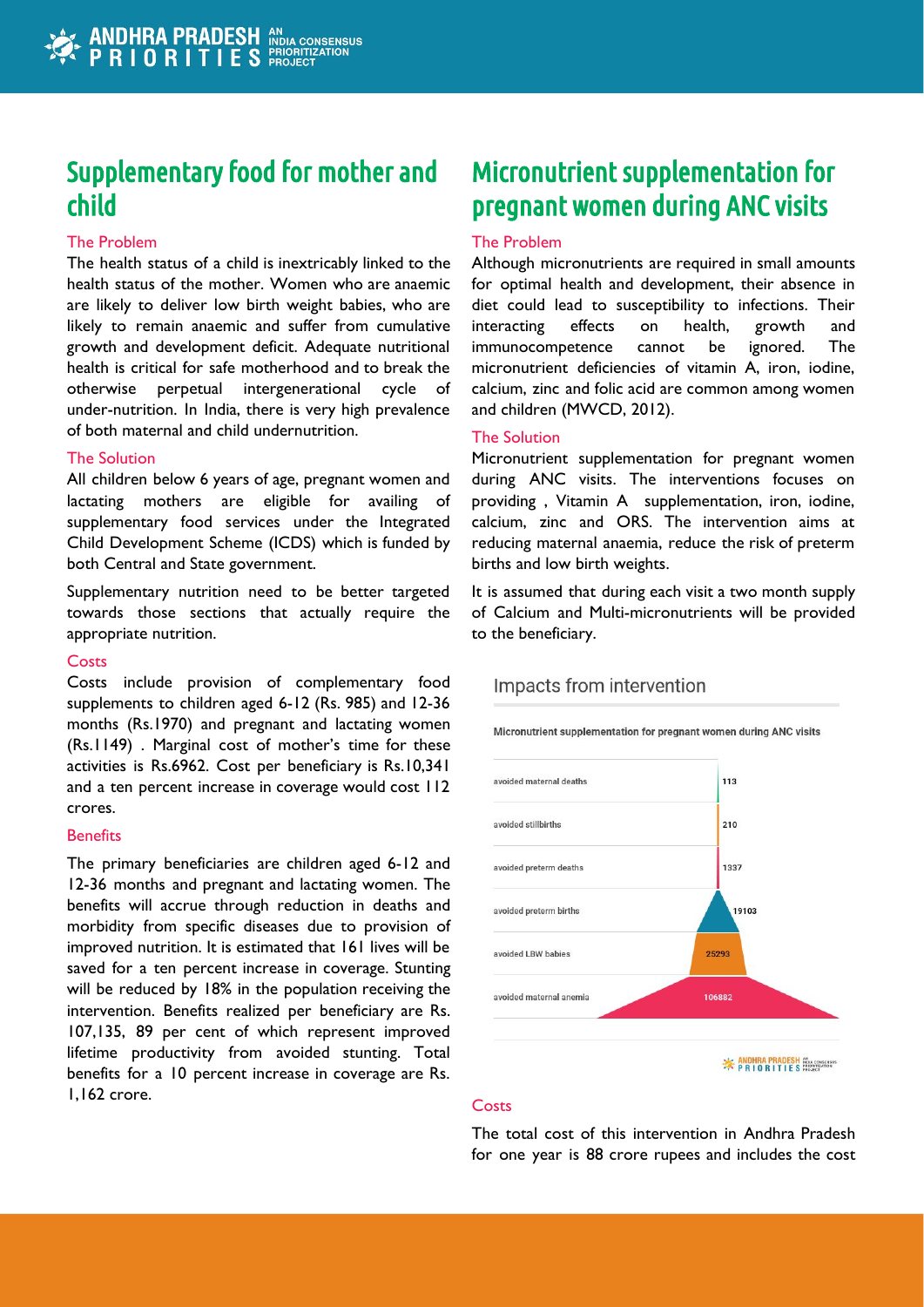## Supplementary food for mother and child

### The Problem

The health status of a child is inextricably linked to the health status of the mother. Women who are anaemic are likely to deliver low birth weight babies, who are likely to remain anaemic and suffer from cumulative growth and development deficit. Adequate nutritional health is critical for safe motherhood and to break the otherwise perpetual intergenerational cycle of under-nutrition. In India, there is very high prevalence of both maternal and child undernutrition.

### The Solution

All children below 6 years of age, pregnant women and lactating mothers are eligible for availing of supplementary food services under the Integrated Child Development Scheme (ICDS) which is funded by both Central and State government.

Supplementary nutrition need to be better targeted towards those sections that actually require the appropriate nutrition.

### Costs

Costs include provision of complementary food supplements to children aged 6-12 (Rs. 985) and 12-36 months (Rs.1970) and pregnant and lactating women (Rs.1149) . Marginal cost of mother's time for these activities is Rs.6962. Cost per beneficiary is Rs.10,341 and a ten percent increase in coverage would cost 112 crores.

### Benefits

The primary beneficiaries are children aged 6-12 and 12-36 months and pregnant and lactating women. The benefits will accrue through reduction in deaths and morbidity from specific diseases due to provision of improved nutrition. It is estimated that 161 lives will be saved for a ten percent increase in coverage. Stunting will be reduced by 18% in the population receiving the intervention. Benefits realized per beneficiary are Rs. 107,135, 89 per cent of which represent improved lifetime productivity from avoided stunting. Total benefits for a 10 percent increase in coverage are Rs. 1,162 crore.

## Micronutrient supplementation for pregnant women during ANC visits

### The Problem

Although micronutrients are required in small amounts for optimal health and development, their absence in diet could lead to susceptibility to infections. Their interacting effects on health, growth and immunocompetence cannot be ignored. The micronutrient deficiencies of vitamin A, iron, iodine, calcium, zinc and folic acid are common among women and children (MWCD, 2012).

### The Solution

Micronutrient supplementation for pregnant women during ANC visits. The interventions focuses on providing , Vitamin A supplementation, iron, iodine, calcium, zinc and ORS. The intervention aims at reducing maternal anaemia, reduce the risk of preterm births and low birth weights.

It is assumed that during each visit a two month supply of Calcium and Multi-micronutrients will be provided to the beneficiary.

Impacts from intervention

Micronutrient supplementation for pregnant women during ANC visits

| Impact | Number |
| --- | --- |
| avoided maternal deaths | 113 |
| avoided stillbirths | 210 |
| avoided preterm deaths | 1337 |
| avoided preterm births | 19103 |
| avoided LBW babies | 25293 |
| avoided maternal anemia | 106882 |

### Costs

The total cost of this intervention in Andhra Pradesh for one year is 88 crore rupees and includes the cost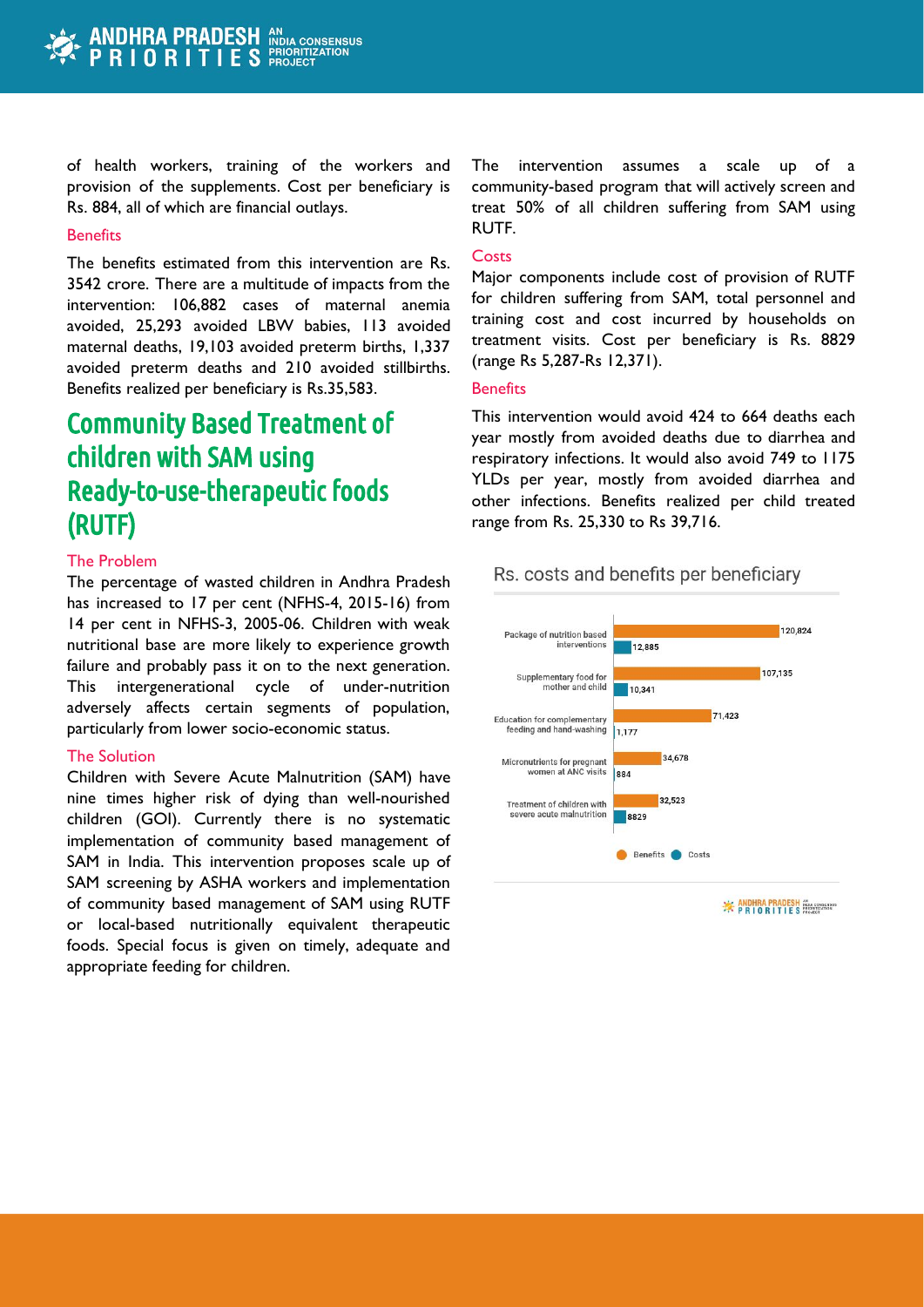of health workers, training of the workers and provision of the supplements. Cost per beneficiary is Rs. 884, all of which are financial outlays.

### Benefits

The benefits estimated from this intervention are Rs. 3542 crore. There are a multitude of impacts from the intervention: 106,882 cases of maternal anemia avoided, 25,293 avoided LBW babies, 113 avoided maternal deaths, 19,103 avoided preterm births, 1,337 avoided preterm deaths and 210 avoided stillbirths. Benefits realized per beneficiary is Rs.35,583.

## Community Based Treatment of children with SAM using Ready-to-use-therapeutic foods (RUTF)

### The Problem

The percentage of wasted children in Andhra Pradesh has increased to 17 per cent (NFHS-4, 2015-16) from 14 per cent in NFHS-3, 2005-06. Children with weak nutritional base are more likely to experience growth failure and probably pass it on to the next generation. This intergenerational cycle of under-nutrition adversely affects certain segments of population, particularly from lower socio-economic status.

### The Solution

Children with Severe Acute Malnutrition (SAM) have nine times higher risk of dying than well-nourished children (GOI). Currently there is no systematic implementation of community based management of SAM in India. This intervention proposes scale up of SAM screening by ASHA workers and implementation of community based management of SAM using RUTF or local-based nutritionally equivalent therapeutic foods. Special focus is given on timely, adequate and appropriate feeding for children.

The intervention assumes a scale up of a community-based program that will actively screen and treat 50% of all children suffering from SAM using RUTF.

### Costs

Major components include cost of provision of RUTF for children suffering from SAM, total personnel and training cost and cost incurred by households on treatment visits. Cost per beneficiary is Rs. 8829 (range Rs 5,287-Rs 12,371).

### Benefits

This intervention would avoid 424 to 664 deaths each year mostly from avoided deaths due to diarrhea and respiratory infections. It would also avoid 749 to 1175 YLDs per year, mostly from avoided diarrhea and other infections. Benefits realized per child treated range from Rs. 25,330 to Rs 39,716.

Rs. costs and benefits per beneficiary

Package of nutrition based interventions
120,824
12,885

Supplementary food for mother and child
107,135
10,341

Education for complementary feeding and hand-washing
71,423
1,177

Micronutrients for pregnant women at ANC visits
34,678
884

Treatment of children with severe acute malnutrition
32,523
8829

Benefits
Costs